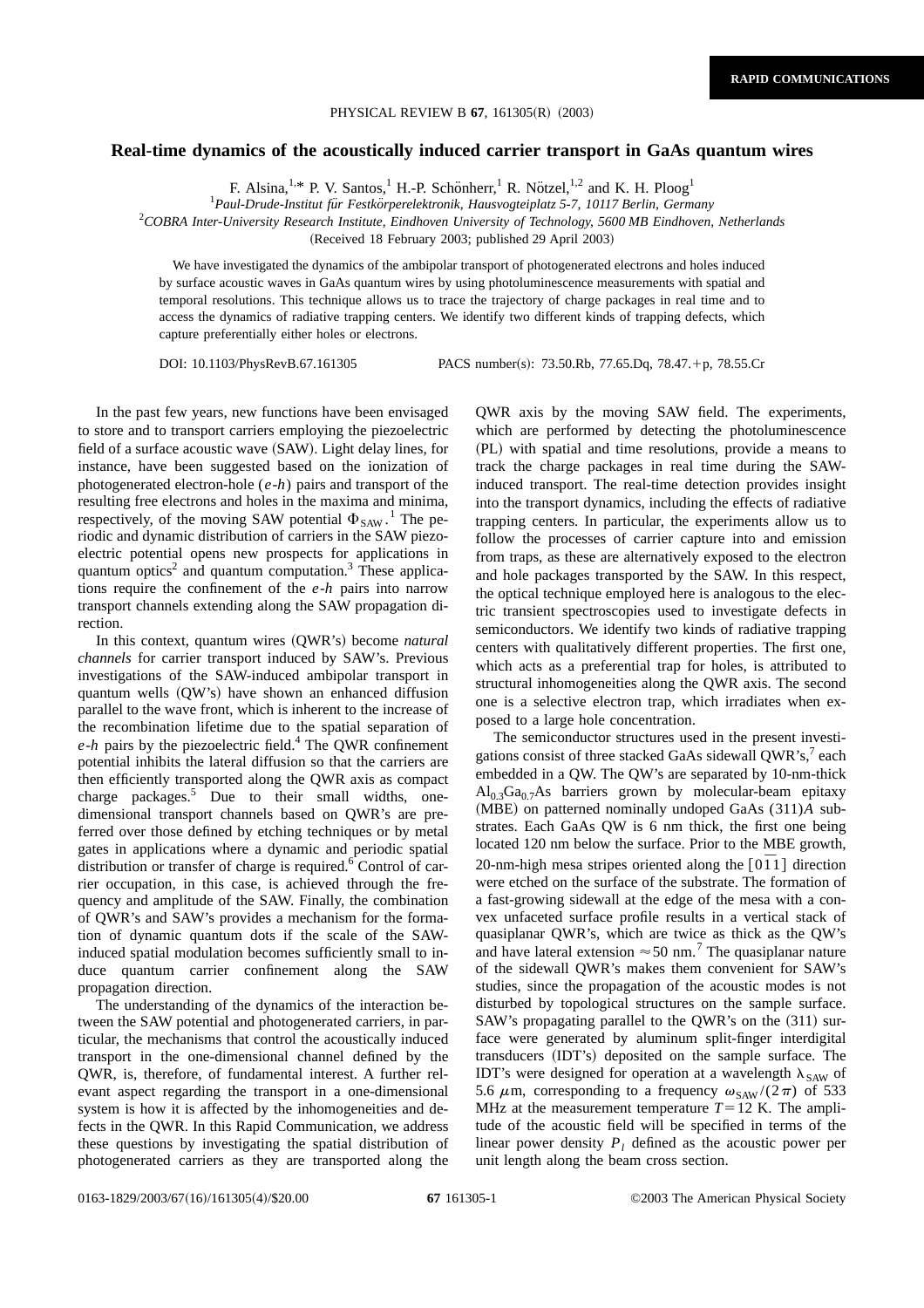RAPID COMMUNICATIONS

# Real-time dynamics of the acoustically induced carrier transport in GaAs quantum wires

F. Alsina,[1,*] P. V. Santos,[1] H.-P. Schönherr,[1] R. Nötzel,[1,2] and K. H. Ploog[1]

[1]*Paul-Drude-Institut für Festkörperelektronik, Hausvogteiplatz 5-7, 10117 Berlin, Germany*

[2]*COBRA Inter-University Research Institute, Eindhoven University of Technology, 5600 MB Eindhoven, Netherlands*

(Received 18 February 2003; published 29 April 2003)

We have investigated the dynamics of the ambipolar transport of photogenerated electrons and holes induced by surface acoustic waves in GaAs quantum wires by using photoluminescence measurements with spatial and temporal resolutions. This technique allows us to trace the trajectory of charge packages in real time and to access the dynamics of radiative trapping centers. We identify two different kinds of trapping defects, which capture preferentially either holes or electrons.

DOI: 10.1103/PhysRevB.67.161305 PACS number(s): 73.50.Rb, 77.65.Dq, 78.47.+p, 78.55.Cr

In the past few years, new functions have been envisaged to store and to transport carriers employing the piezoelectric field of a surface acoustic wave (SAW). Light delay lines, for instance, have been suggested based on the ionization of photogenerated electron-hole ($e$-$h$) pairs and transport of the resulting free electrons and holes in the maxima and minima, respectively, of the moving SAW potential $\Phi_{SAW}$.[1] The periodic and dynamic distribution of carriers in the SAW piezoelectric potential opens new prospects for applications in quantum optics[2] and quantum computation.[3] These applications require the confinement of the $e$-$h$ pairs into narrow transport channels extending along the SAW propagation direction.

In this context, quantum wires (QWR's) become *natural channels* for carrier transport induced by SAW's. Previous investigations of the SAW-induced ambipolar transport in quantum wells (QW's) have shown an enhanced diffusion parallel to the wave front, which is inherent to the increase of the recombination lifetime due to the spatial separation of $e$-$h$ pairs by the piezoelectric field.[4] The QWR confinement potential inhibits the lateral diffusion so that the carriers are then efficiently transported along the QWR axis as compact charge packages.[5] Due to their small widths, one-dimensional transport channels based on QWR's are preferred over those defined by etching techniques or by metal gates in applications where a dynamic and periodic spatial distribution or transfer of charge is required.[6] Control of carrier occupation, in this case, is achieved through the frequency and amplitude of the SAW. Finally, the combination of QWR's and SAW's provides a mechanism for the formation of dynamic quantum dots if the scale of the SAW-induced spatial modulation becomes sufficiently small to induce quantum carrier confinement along the SAW propagation direction.

The understanding of the dynamics of the interaction between the SAW potential and photogenerated carriers, in particular, the mechanisms that control the acoustically induced transport in the one-dimensional channel defined by the QWR, is, therefore, of fundamental interest. A further relevant aspect regarding the transport in a one-dimensional system is how it is affected by the inhomogeneities and defects in the QWR. In this Rapid Communication, we address these questions by investigating the spatial distribution of photogenerated carriers as they are transported along the QWR axis by the moving SAW field. The experiments, which are performed by detecting the photoluminescence (PL) with spatial and time resolutions, provide a means to track the charge packages in real time during the SAW-induced transport. The real-time detection provides insight into the transport dynamics, including the effects of radiative trapping centers. In particular, the experiments allow us to follow the processes of carrier capture into and emission from traps, as these are alternatively exposed to the electron and hole packages transported by the SAW. In this respect, the optical technique employed here is analogous to the electric transient spectroscopies used to investigate defects in semiconductors. We identify two kinds of radiative trapping centers with qualitatively different properties. The first one, which acts as a preferential trap for holes, is attributed to structural inhomogeneities along the QWR axis. The second one is a selective electron trap, which irradiates when exposed to a large hole concentration.

The semiconductor structures used in the present investigations consist of three stacked GaAs sidewall QWR's,[7] each embedded in a QW. The QW's are separated by 10-nm-thick $Al_{0.3}Ga_{0.7}As$ barriers grown by molecular-beam epitaxy (MBE) on patterned nominally undoped GaAs (311)*A* substrates. Each GaAs QW is 6 nm thick, the first one being located 120 nm below the surface. Prior to the MBE growth, 20-nm-high mesa stripes oriented along the $[0\bar{1}1]$ direction were etched on the surface of the substrate. The formation of a fast-growing sidewall at the edge of the mesa with a convex unfaceted surface profile results in a vertical stack of quasiplanar QWR's, which are twice as thick as the QW's and have lateral extension $\approx$50 nm.[7] The quasiplanar nature of the sidewall QWR's makes them convenient for SAW's studies, since the propagation of the acoustic modes is not disturbed by topological structures on the sample surface. SAW's propagating parallel to the QWR's on the (311) surface were generated by aluminum split-finger interdigital transducers (IDT's) deposited on the sample surface. The IDT's were designed for operation at a wavelength $\lambda_{SAW}$ of 5.6 $\mu$m, corresponding to a frequency $\omega_{SAW}/(2\pi)$ of 533 MHz at the measurement temperature $T=12$ K. The amplitude of the acoustic field will be specified in terms of the linear power density $P_l$ defined as the acoustic power per unit length along the beam cross section.

0163-1829/2003/67(16)/161305(4)/$20.00 ©2003 The American Physical Society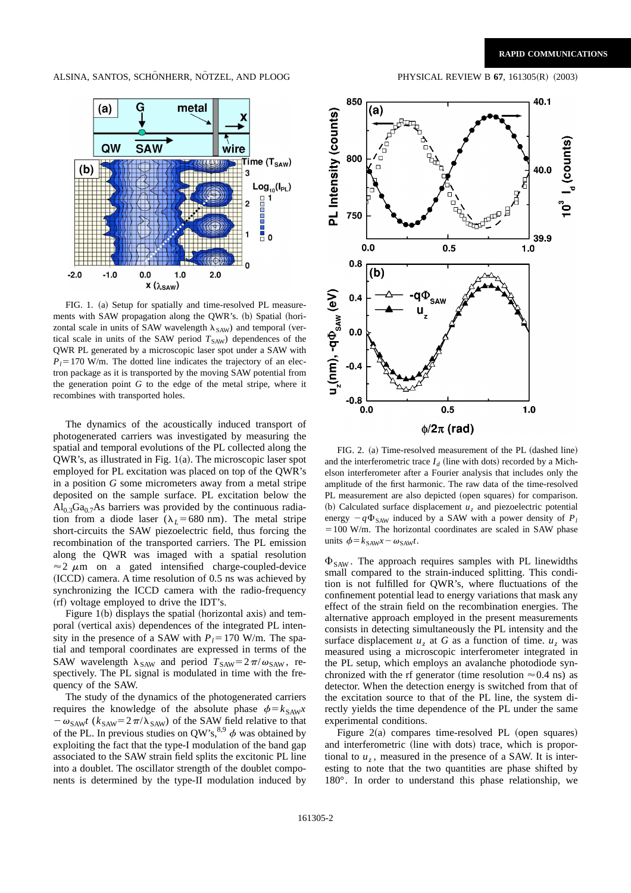(a)
G
metal
x
QW
SAW
wire
(b)
Time ($T_{SAW}$)
3
$Log_{10}(I_{PL})$
1
2
1
0
0
-2.0
-1.0
0.0
1.0
2.0
x ($\lambda_{SAW}$)

FIG. 1. (a) Setup for spatially and time-resolved PL measurements with SAW propagation along the QWR's. (b) Spatial (horizontal scale in units of SAW wavelength $\lambda_{SAW}$) and temporal (vertical scale in units of the SAW period $T_{SAW}$) dependences of the QWR PL generated by a microscopic laser spot under a SAW with $P_l = 170$ W/m. The dotted line indicates the trajectory of an electron package as it is transported by the moving SAW potential from the generation point $G$ to the edge of the metal stripe, where it recombines with transported holes.

The dynamics of the acoustically induced transport of photogenerated carriers was investigated by measuring the spatial and temporal evolutions of the PL collected along the QWR's, as illustrated in Fig. 1(a). The microscopic laser spot employed for PL excitation was placed on top of the QWR's in a position $G$ some micrometers away from a metal stripe deposited on the sample surface. PL excitation below the $Al_{0.3}Ga_{0.7}As$ barriers was provided by the continuous radiation from a diode laser ($\lambda_L = 680$ nm). The metal stripe short-circuits the SAW piezoelectric field, thus forcing the recombination of the transported carriers. The PL emission along the QWR was imaged with a spatial resolution $\approx 2$ $\mu$m on a gated intensified charge-coupled-device (ICCD) camera. A time resolution of 0.5 ns was achieved by synchronizing the ICCD camera with the radio-frequency (rf) voltage employed to drive the IDT's.

Figure 1(b) displays the spatial (horizontal axis) and temporal (vertical axis) dependences of the integrated PL intensity in the presence of a SAW with $P_l = 170$ W/m. The spatial and temporal coordinates are expressed in terms of the SAW wavelength $\lambda_{SAW}$ and period $T_{SAW} = 2\pi/\omega_{SAW}$, respectively. The PL signal is modulated in time with the frequency of the SAW.

The study of the dynamics of the photogenerated carriers requires the knowledge of the absolute phase $\phi = k_{SAW}x - \omega_{SAW}t$ ($k_{SAW} = 2\pi/\lambda_{SAW}$) of the SAW field relative to that of the PL. In previous studies on QW's,[8,9] $\phi$ was obtained by exploiting the fact that the type-I modulation of the band gap associated to the SAW strain field splits the excitonic PL line into a doublet. The oscillator strength of the doublet components is determined by the type-II modulation induced by

850
(a)
40.1
PL Intensity (counts)
800
750
40.0
39.9
$10^3$ $I_d$ (counts)
0.0
0.5
1.0
0.8
(b)
0.4
$-q\Phi_{SAW}$
$u_z$
0.0
-0.4
-0.8
$u_z$(nm), $-q\Phi_{SAW}$ (eV)
0.0
0.5
1.0
$\phi/2\pi$ (rad)

FIG. 2. (a) Time-resolved measurement of the PL (dashed line) and the interferometric trace $I_d$ (line with dots) recorded by a Michelson interferometer after a Fourier analysis that includes only the amplitude of the first harmonic. The raw data of the time-resolved PL measurement are also depicted (open squares) for comparison. (b) Calculated surface displacement $u_z$ and piezoelectric potential energy $-q\Phi_{SAW}$ induced by a SAW with a power density of $P_l = 100$ W/m. The horizontal coordinates are scaled in SAW phase units $\phi = k_{SAW}x - \omega_{SAW}t$.

$\Phi_{SAW}$. The approach requires samples with PL linewidths small compared to the strain-induced splitting. This condition is not fulfilled for QWR's, where fluctuations of the confinement potential lead to energy variations that mask any effect of the strain field on the recombination energies. The alternative approach employed in the present measurements consists in detecting simultaneously the PL intensity and the surface displacement $u_z$ at $G$ as a function of time. $u_z$ was measured using a microscopic interferometer integrated in the PL setup, which employs an avalanche photodiode synchronized with the rf generator (time resolution $\approx 0.4$ ns) as detector. When the detection energy is switched from that of the excitation source to that of the PL line, the system directly yields the time dependence of the PL under the same experimental conditions.

Figure 2(a) compares time-resolved PL (open squares) and interferometric (line with dots) trace, which is proportional to $u_z$, measured in the presence of a SAW. It is interesting to note that the two quantities are phase shifted by 180°. In order to understand this phase relationship, we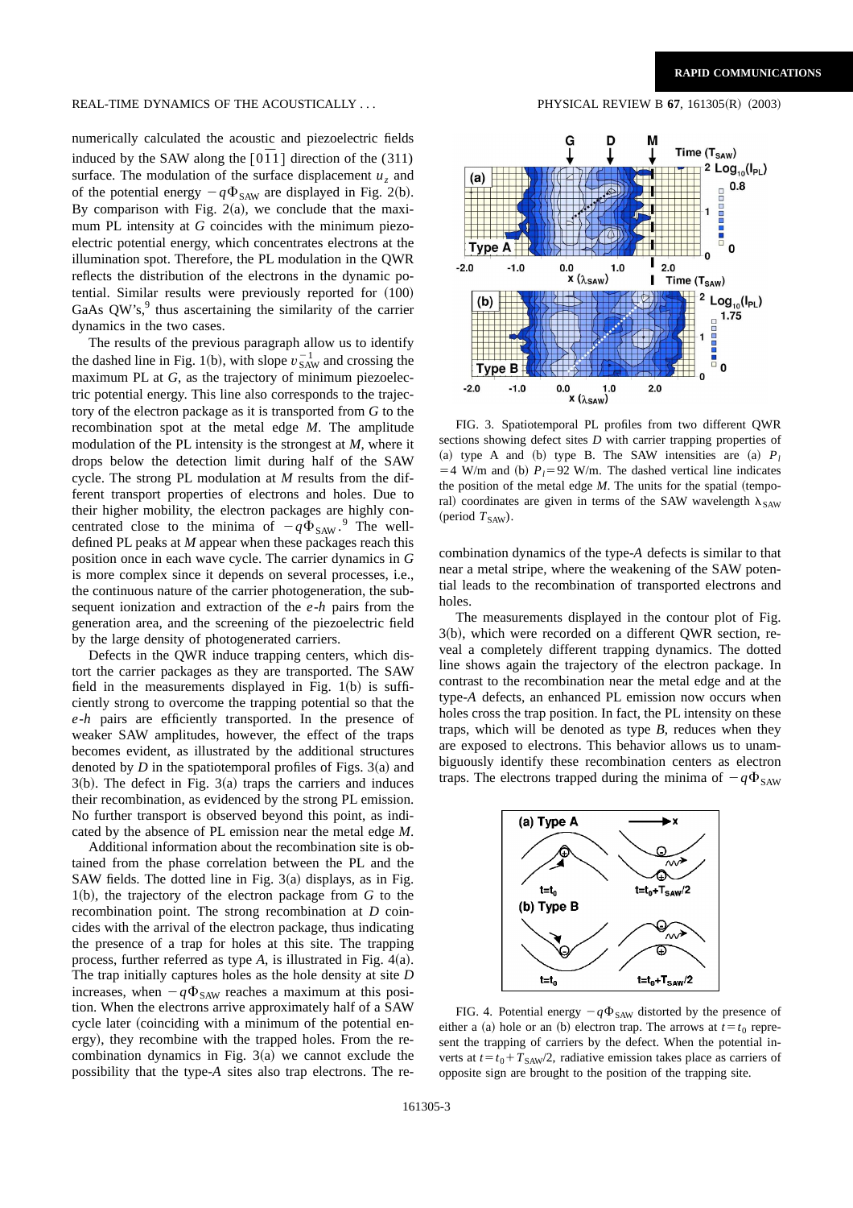numerically calculated the acoustic and piezoelectric fields induced by the SAW along the $[0\bar{1}1]$ direction of the (311) surface. The modulation of the surface displacement $u_z$ and of the potential energy $-q\Phi_{\mathrm{SAW}}$ are displayed in Fig. 2(b). By comparison with Fig. 2(a), we conclude that the maximum PL intensity at *G* coincides with the minimum piezoelectric potential energy, which concentrates electrons at the illumination spot. Therefore, the PL modulation in the QWR reflects the distribution of the electrons in the driving potential. Similar results were previously reported for (100) GaAs QW's,[9] thus ascertaining the similarity of the carrier dynamics in the two cases.

The results of the previous paragraph allow us to identify the dashed line in Fig. 1(b), with slope $v_{\mathrm{SAW}}^{-1}$ and crossing the maximum PL at *G*, as the trajectory of minimum piezoelectric potential energy. This line also corresponds to the trajectory of the electron package as it is transported from *G* to the recombination spot at the metal edge *M*. The amplitude modulation of the PL intensity is the strongest at *M*, where it drops below the detection limit during half of the SAW cycle. The strong PL modulation at *M* results from the different transport properties of electrons and holes. Due to their higher mobility, the electron packages are highly concentrated close to the minima of $-q\Phi_{\mathrm{SAW}}$.[9] The well-defined PL peaks at *M* appear when these packages reach this position once in each wave cycle. The carrier dynamics in *G* is more complex since it depends on several processes, i.e., the continuous nature of the carrier photogeneration, the subsequent ionization and extraction of the *e-h* pairs from the generation area, and the screening of the piezoelectric field by the large density of photogenerated carriers.

Defects in the QWR induce trapping centers, which distort the carrier packages as they are transported. The SAW field in the measurements displayed in Fig. 1(b) is sufficiently strong to overcome the trapping potential so that the *e-h* pairs are efficiently transported. In the presence of weaker SAW amplitudes, however, the effect of the traps becomes evident, as illustrated by the additional structures denoted by *D* in the spatiotemporal profiles of Figs. 3(a) and 3(b). The defect in Fig. 3(a) traps the carriers and induces their recombination, as evidenced by the strong PL emission. No further transport is observed beyond this point, as indicated by the absence of PL emission near the metal edge *M*.

Additional information about the recombination site is obtained from the phase correlation between the PL and the SAW fields. The dotted line in Fig. 3(a) displays, as in Fig. 1(b), the trajectory of the electron package from *G* to the recombination point. The strong recombination at *D* coincides with the arrival of the electron package, thus indicating the presence of a trap for holes at this site. The trapping process, further referred as type *A*, is illustrated in Fig. 4(a). The trap initially captures holes as the hole density at site *D* increases, when $-q\Phi_{\mathrm{SAW}}$ reaches a maximum at this position. When the electrons arrive approximately half of a SAW cycle later (coinciding with a minimum of the potential energy), they recombine with the trapped holes. From the recombination dynamics in Fig. 3(a) we cannot exclude the possibility that the type-*A* sites also trap electrons. The recombination dynamics of the type-*A* defects is similar to that near a metal stripe, where the weakening of the SAW potential leads to the recombination of transported electrons and holes.

G
D
M
Time ($T_{\mathrm{SAW}}$)
2 $\mathrm{Log}_{10}(I_{\mathrm{PL}})$
0.8
(a)
1
Type A
0
0
-2.0
-1.0
0.0
1.0
2.0
x ($\lambda_{\mathrm{SAW}}$)
Time ($T_{\mathrm{SAW}}$)
(b)
2 $\mathrm{Log}_{10}(I_{\mathrm{PL}})$
1.75
1
Type B
0
0
-2.0
-1.0
0.0
1.0
2.0
x ($\lambda_{\mathrm{SAW}}$)

FIG. 3. Spatiotemporal PL profiles from two different QWR sections showing defect sites *D* with carrier trapping properties of (a) type A and (b) type B. The SAW intensities are (a) $P_l = 4$ W/m and (b) $P_l = 92$ W/m. The dashed vertical line indicates the position of the metal edge *M*. The units for the spatial (temporal) coordinates are given in terms of the SAW wavelength $\lambda_{\mathrm{SAW}}$ (period $T_{\mathrm{SAW}}$).

The measurements displayed in the contour plot of Fig. 3(b), which were recorded on a different QWR section, reveal a completely different trapping dynamics. The dotted line shows again the trajectory of the electron package. In contrast to the recombination near the metal edge and at the type-*A* defects, an enhanced PL emission now occurs when holes cross the trap position. In fact, the PL intensity on these traps, which will be denoted as type *B*, reduces when they are exposed to electrons. This behavior allows us to unambiguously identify these recombination centers as electron traps. The electrons trapped during the minima of $-q\Phi_{\mathrm{SAW}}$

(a) Type A
x
$t=t_0$
$t=t_0+T_{\mathrm{SAW}}/2$
(b) Type B
$t=t_0$
$t=t_0+T_{\mathrm{SAW}}/2$

FIG. 4. Potential energy $-q\Phi_{\mathrm{SAW}}$ distorted by the presence of either a (a) hole or an (b) electron trap. The arrows at $t=t_0$ represent the trapping of carriers by the defect. When the potential inverts at $t=t_0+T_{\mathrm{SAW}}/2$, radiative emission takes place as carriers of opposite sign are brought to the position of the trapping site.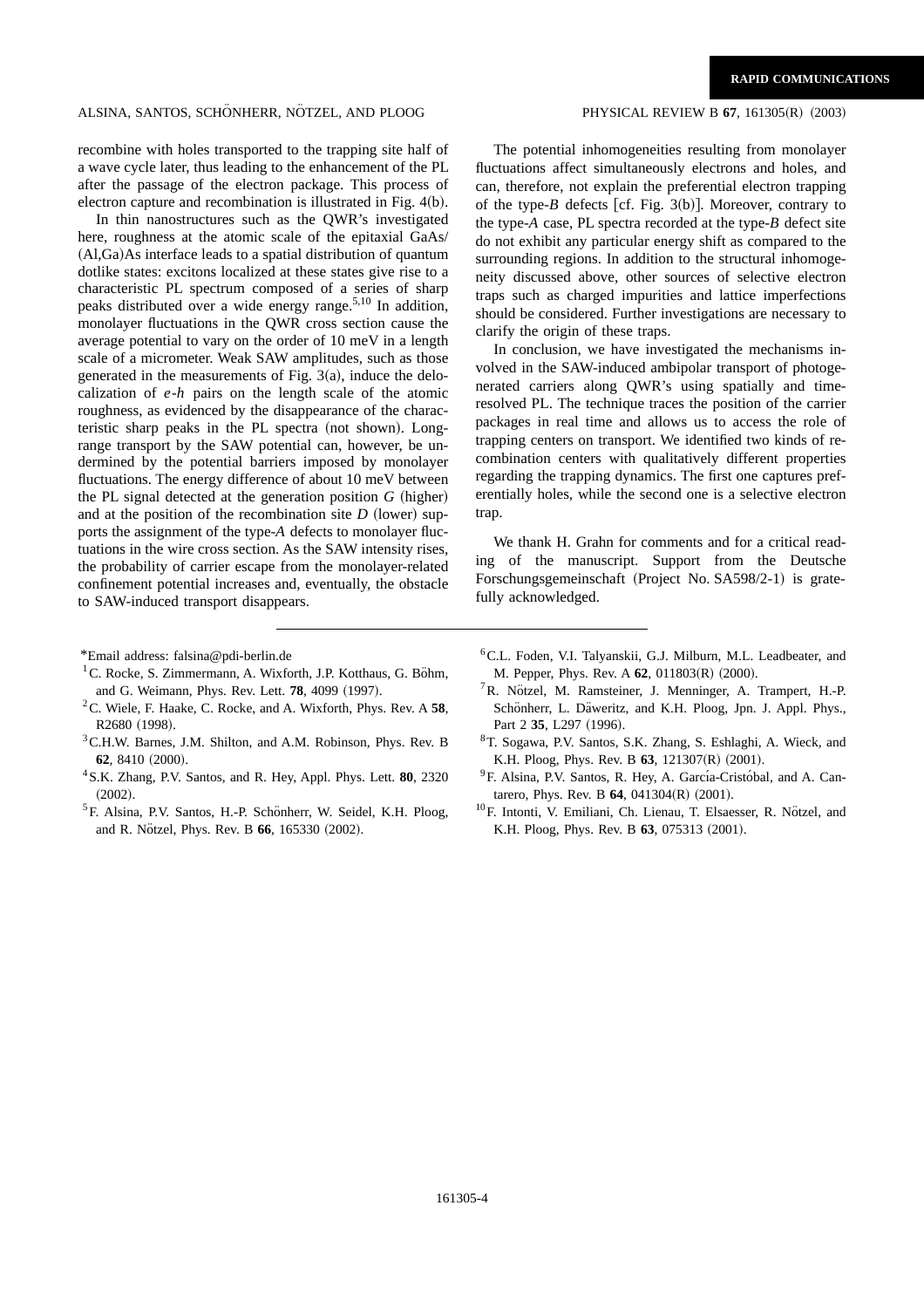recombine with holes transported to the trapping site half of a wave cycle later, thus leading to the enhancement of the PL after the passage of the electron package. This process of electron capture and recombination is illustrated in Fig. 4(b).

In thin nanostructures such as the QWR's investigated here, roughness at the atomic scale of the epitaxial GaAs/(Al,Ga)As interface leads to a spatial distribution of quantum dotlike states: excitons localized at these states give rise to a characteristic PL spectrum composed of a series of sharp peaks distributed over a wide energy range.[5,10] In addition, monolayer fluctuations in the QWR cross section cause the average potential to vary on the order of 10 meV in a length scale of a micrometer. Weak SAW amplitudes, such as those generated in the measurements of Fig. 3(a), induce the delocalization of *e-h* pairs on the length scale of the atomic roughness, as evidenced by the disappearance of the characteristic sharp peaks in the PL spectra (not shown). Long-range transport by the SAW potential can, however, be undermined by the potential barriers imposed by monolayer fluctuations. The energy difference of about 10 meV between the PL signal detected at the generation position $G$ (higher) and at the position of the recombination site $D$ (lower) supports the assignment of the type-$A$ defects to monolayer fluctuations in the wire cross section. As the SAW intensity rises, the probability of carrier escape from the monolayer-related confinement potential increases and, eventually, the obstacle to SAW-induced transport disappears.

The potential inhomogeneities resulting from monolayer fluctuations affect simultaneously electrons and holes, and can, therefore, not explain the preferential electron trapping of the type-$B$ defects [cf. Fig. 3(b)]. Moreover, contrary to the type-$A$ case, PL spectra recorded at the type-$B$ defect site do not exhibit any particular energy shift as compared to the surrounding regions. In addition to the structural inhomogeneity discussed above, other sources of selective electron traps such as charged impurities and lattice imperfections should be considered. Further investigations are necessary to clarify the origin of these traps.

In conclusion, we have investigated the mechanisms involved in the SAW-induced ambipolar transport of photogenerated carriers along QWR's using spatially and time-resolved PL. The technique traces the position of the carrier packages in real time and allows us to access the role of trapping centers on transport. We identified two kinds of recombination centers with qualitatively different properties regarding the trapping dynamics. The first one captures preferentially holes, while the second one is a selective electron trap.

We thank H. Grahn for comments and for a critical reading of the manuscript. Support from the Deutsche Forschungsgemeinschaft (Project No. SA598/2-1) is gratefully acknowledged.

---

*Email address: falsina@pdi-berlin.de

[1] C. Rocke, S. Zimmermann, A. Wixforth, J.P. Kotthaus, G. Böhm, and G. Weimann, Phys. Rev. Lett. **78**, 4099 (1997).

[2] C. Wiele, F. Haake, C. Rocke, and A. Wixforth, Phys. Rev. A **58**, R2680 (1998).

[3] C.H.W. Barnes, J.M. Shilton, and A.M. Robinson, Phys. Rev. B **62**, 8410 (2000).

[4] S.K. Zhang, P.V. Santos, and R. Hey, Appl. Phys. Lett. **80**, 2320 (2002).

[5] F. Alsina, P.V. Santos, H.-P. Schönherr, W. Seidel, K.H. Ploog, and R. Nötzel, Phys. Rev. B **66**, 165330 (2002).

[6] C.L. Foden, V.I. Talyanskii, G.J. Milburn, M.L. Leadbeater, and M. Pepper, Phys. Rev. A **62**, 011803(R) (2000).

[7] R. Nötzel, M. Ramsteiner, J. Menninger, A. Trampert, H.-P. Schönherr, L. Däweritz, and K.H. Ploog, Jpn. J. Appl. Phys., Part 2 **35**, L297 (1996).

[8] T. Sogawa, P.V. Santos, S.K. Zhang, S. Eshlaghi, A. Wieck, and K.H. Ploog, Phys. Rev. B **63**, 121307(R) (2001).

[9] F. Alsina, P.V. Santos, R. Hey, A. García-Cristóbal, and A. Cantarero, Phys. Rev. B **64**, 041304(R) (2001).

[10] F. Intonti, V. Emiliani, Ch. Lienau, T. Elsaesser, R. Nötzel, and K.H. Ploog, Phys. Rev. B **63**, 075313 (2001).